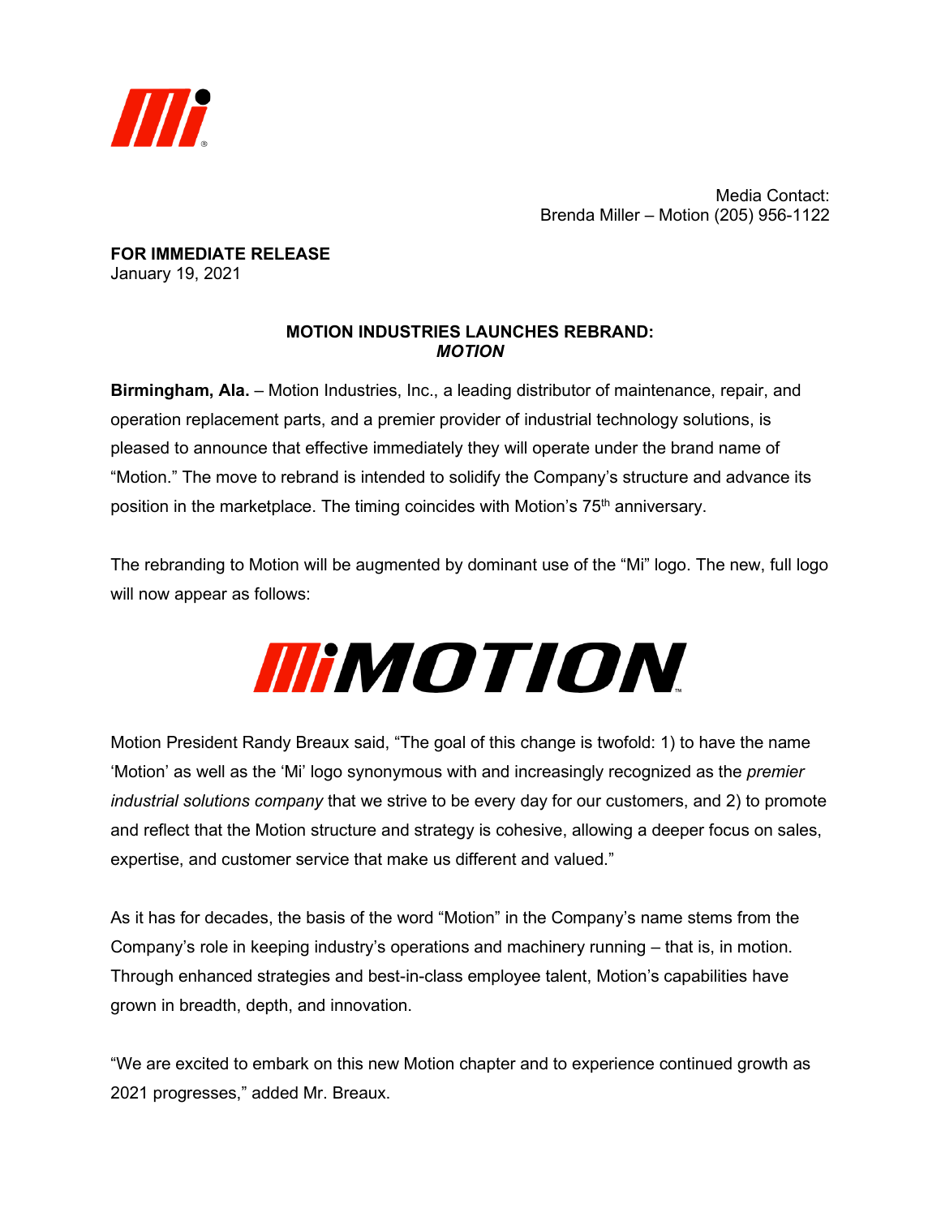Media Contact:
Brenda Miller – Motion (205) 956-1122

**FOR IMMEDIATE RELEASE**
January 19, 2021

## MOTION INDUSTRIES LAUNCHES REBRAND: *MOTION*

**Birmingham, Ala.** – Motion Industries, Inc., a leading distributor of maintenance, repair, and operation replacement parts, and a premier provider of industrial technology solutions, is pleased to announce that effective immediately they will operate under the brand name of "Motion." The move to rebrand is intended to solidify the Company's structure and advance its position in the marketplace. The timing coincides with Motion's 75th anniversary.

The rebranding to Motion will be augmented by dominant use of the "Mi" logo. The new, full logo will now appear as follows:

Motion President Randy Breaux said, "The goal of this change is twofold: 1) to have the name 'Motion' as well as the 'Mi' logo synonymous with and increasingly recognized as the *premier industrial solutions company* that we strive to be every day for our customers, and 2) to promote and reflect that the Motion structure and strategy is cohesive, allowing a deeper focus on sales, expertise, and customer service that make us different and valued."

As it has for decades, the basis of the word "Motion" in the Company's name stems from the Company's role in keeping industry's operations and machinery running – that is, in motion. Through enhanced strategies and best-in-class employee talent, Motion's capabilities have grown in breadth, depth, and innovation.

"We are excited to embark on this new Motion chapter and to experience continued growth as 2021 progresses," added Mr. Breaux.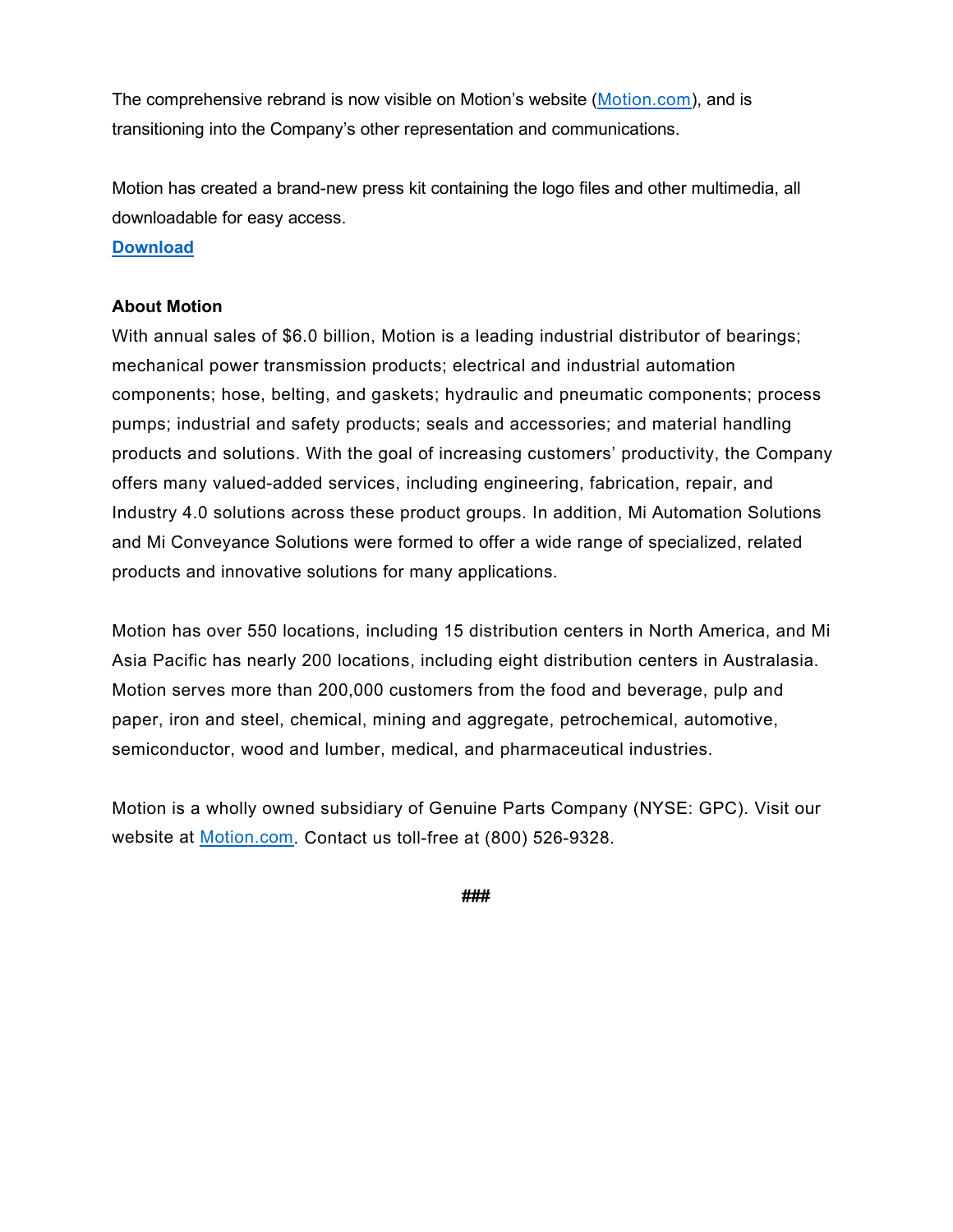The comprehensive rebrand is now visible on Motion's website (Motion.com), and is transitioning into the Company's other representation and communications.

Motion has created a brand-new press kit containing the logo files and other multimedia, all downloadable for easy access.
**Download**

**About Motion**
With annual sales of $6.0 billion, Motion is a leading industrial distributor of bearings; mechanical power transmission products; electrical and industrial automation components; hose, belting, and gaskets; hydraulic and pneumatic components; process pumps; industrial and safety products; seals and accessories; and material handling products and solutions. With the goal of increasing customers' productivity, the Company offers many valued-added services, including engineering, fabrication, repair, and Industry 4.0 solutions across these product groups. In addition, Mi Automation Solutions and Mi Conveyance Solutions were formed to offer a wide range of specialized, related products and innovative solutions for many applications.

Motion has over 550 locations, including 15 distribution centers in North America, and Mi Asia Pacific has nearly 200 locations, including eight distribution centers in Australasia. Motion serves more than 200,000 customers from the food and beverage, pulp and paper, iron and steel, chemical, mining and aggregate, petrochemical, automotive, semiconductor, wood and lumber, medical, and pharmaceutical industries.

Motion is a wholly owned subsidiary of Genuine Parts Company (NYSE: GPC). Visit our website at Motion.com. Contact us toll-free at (800) 526-9328.

###